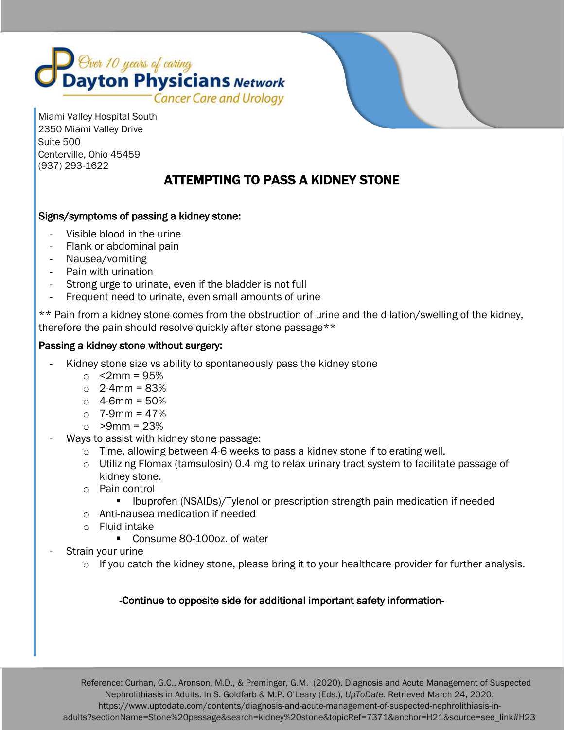Over 10 years of caring
**Dayton Physicians** *Network*
Cancer Care and Urology

Miami Valley Hospital South
2350 Miami Valley Drive
Suite 500
Centerville, Ohio 45459
(937) 293-1622

# ATTEMPTING TO PASS A KIDNEY STONE

## Signs/symptoms of passing a kidney stone:

- Visible blood in the urine
- Flank or abdominal pain
- Nausea/vomiting
- Pain with urination
- Strong urge to urinate, even if the bladder is not full
- Frequent need to urinate, even small amounts of urine

** Pain from a kidney stone comes from the obstruction of urine and the dilation/swelling of the kidney, therefore the pain should resolve quickly after stone passage**

## Passing a kidney stone without surgery:

- Kidney stone size vs ability to spontaneously pass the kidney stone
  - ≤2mm = 95%
  - 2-4mm = 83%
  - 4-6mm = 50%
  - 7-9mm = 47%
  - >9mm = 23%
- Ways to assist with kidney stone passage:
  - Time, allowing between 4-6 weeks to pass a kidney stone if tolerating well.
  - Utilizing Flomax (tamsulosin) 0.4 mg to relax urinary tract system to facilitate passage of kidney stone.
  - Pain control
    - Ibuprofen (NSAIDs)/Tylenol or prescription strength pain medication if needed
  - Anti-nausea medication if needed
  - Fluid intake
    - Consume 80-100oz. of water
- Strain your urine
  - If you catch the kidney stone, please bring it to your healthcare provider for further analysis.

**-Continue to opposite side for additional important safety information-**

Reference: Curhan, G.C., Aronson, M.D., & Preminger, G.M. (2020). Diagnosis and Acute Management of Suspected Nephrolithiasis in Adults. In S. Goldfarb & M.P. O'Leary (Eds.), *UpToDate.* Retrieved March 24, 2020. https://www.uptodate.com/contents/diagnosis-and-acute-management-of-suspected-nephrolithiasis-in-adults?sectionName=Stone%20passage&search=kidney%20stone&topicRef=7371&anchor=H21&source=see_link#H23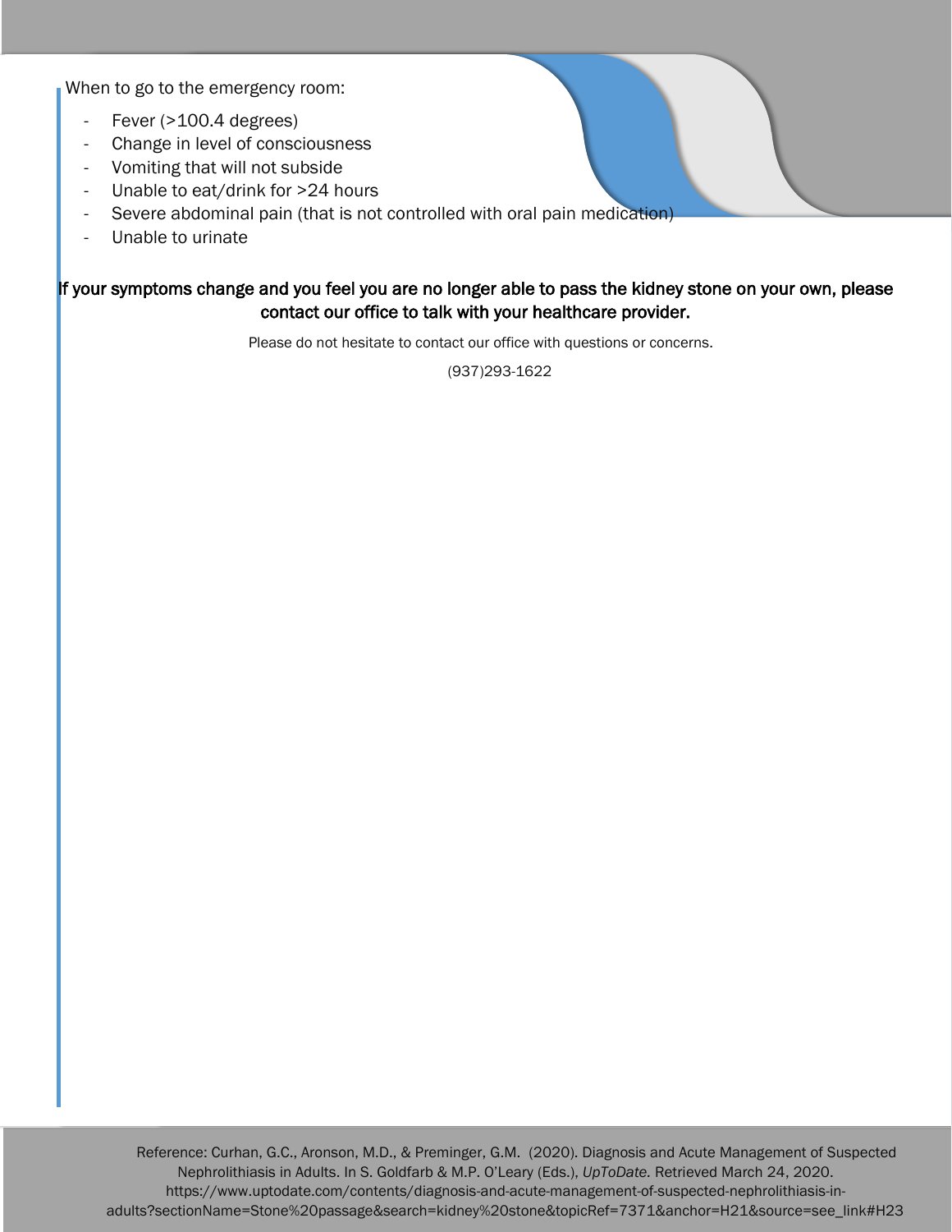When to go to the emergency room:

- Fever (>100.4 degrees)
- Change in level of consciousness
- Vomiting that will not subside
- Unable to eat/drink for >24 hours
- Severe abdominal pain (that is not controlled with oral pain medication)
- Unable to urinate

If your symptoms change and you feel you are no longer able to pass the kidney stone on your own, please contact our office to talk with your healthcare provider.

Please do not hesitate to contact our office with questions or concerns.

(937)293-1622

Reference: Curhan, G.C., Aronson, M.D., & Preminger, G.M. (2020). Diagnosis and Acute Management of Suspected Nephrolithiasis in Adults. In S. Goldfarb & M.P. O'Leary (Eds.), *UpToDate.* Retrieved March 24, 2020. https://www.uptodate.com/contents/diagnosis-and-acute-management-of-suspected-nephrolithiasis-in-adults?sectionName=Stone%20passage&search=kidney%20stone&topicRef=7371&anchor=H21&source=see_link#H23